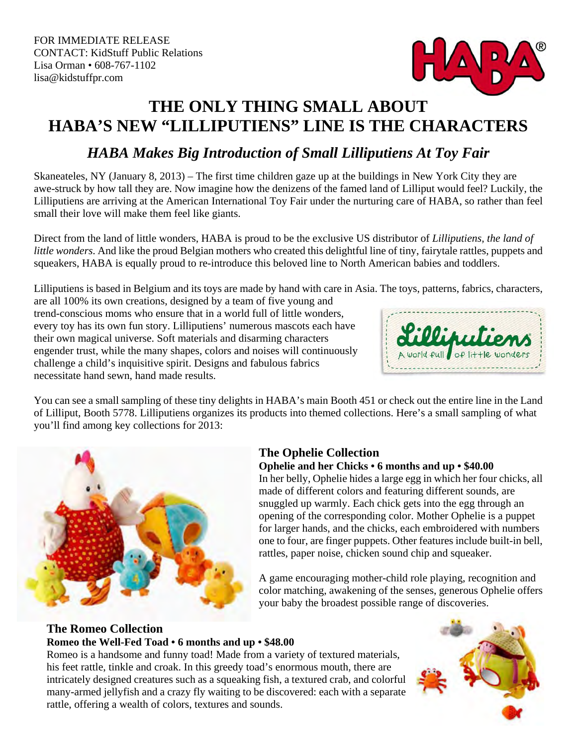FOR IMMEDIATE RELEASE
CONTACT: KidStuff Public Relations
Lisa Orman • 608-767-1102
lisa@kidstuffpr.com

# THE ONLY THING SMALL ABOUT HABA'S NEW "LILLIPUTIENS" LINE IS THE CHARACTERS

## *HABA Makes Big Introduction of Small Lilliputiens At Toy Fair*

Skaneateles, NY (January 8, 2013) – The first time children gaze up at the buildings in New York City they are awe-struck by how tall they are. Now imagine how the denizens of the famed land of Lilliput would feel? Luckily, the Lilliputiens are arriving at the American International Toy Fair under the nurturing care of HABA, so rather than feel small their love will make them feel like giants.

Direct from the land of little wonders, HABA is proud to be the exclusive US distributor of *Lilliputiens, the land of little wonders*. And like the proud Belgian mothers who created this delightful line of tiny, fairytale rattles, puppets and squeakers, HABA is equally proud to re-introduce this beloved line to North American babies and toddlers.

Lilliputiens is based in Belgium and its toys are made by hand with care in Asia. The toys, patterns, fabrics, characters, are all 100% its own creations, designed by a team of five young and trend-conscious moms who ensure that in a world full of little wonders, every toy has its own fun story. Lilliputiens' numerous mascots each have their own magical universe. Soft materials and disarming characters engender trust, while the many shapes, colors and noises will continuously challenge a child's inquisitive spirit. Designs and fabulous fabrics necessitate hand sewn, hand made results.

You can see a small sampling of these tiny delights in HABA's main Booth 451 or check out the entire line in the Land of Lilliput, Booth 5778. Lilliputiens organizes its products into themed collections. Here's a small sampling of what you'll find among key collections for 2013:

### The Ophelie Collection

**Ophelie and her Chicks • 6 months and up • $40.00**

In her belly, Ophelie hides a large egg in which her four chicks, all made of different colors and featuring different sounds, are snuggled up warmly. Each chick gets into the egg through an opening of the corresponding color. Mother Ophelie is a puppet for larger hands, and the chicks, each embroidered with numbers one to four, are finger puppets. Other features include built-in bell, rattles, paper noise, chicken sound chip and squeaker.

A game encouraging mother-child role playing, recognition and color matching, awakening of the senses, generous Ophelie offers your baby the broadest possible range of discoveries.

### The Romeo Collection

**Romeo the Well-Fed Toad • 6 months and up • $48.00**

Romeo is a handsome and funny toad! Made from a variety of textured materials, his feet rattle, tinkle and croak. In this greedy toad's enormous mouth, there are intricately designed creatures such as a squeaking fish, a textured crab, and colorful many-armed jellyfish and a crazy fly waiting to be discovered: each with a separate rattle, offering a wealth of colors, textures and sounds.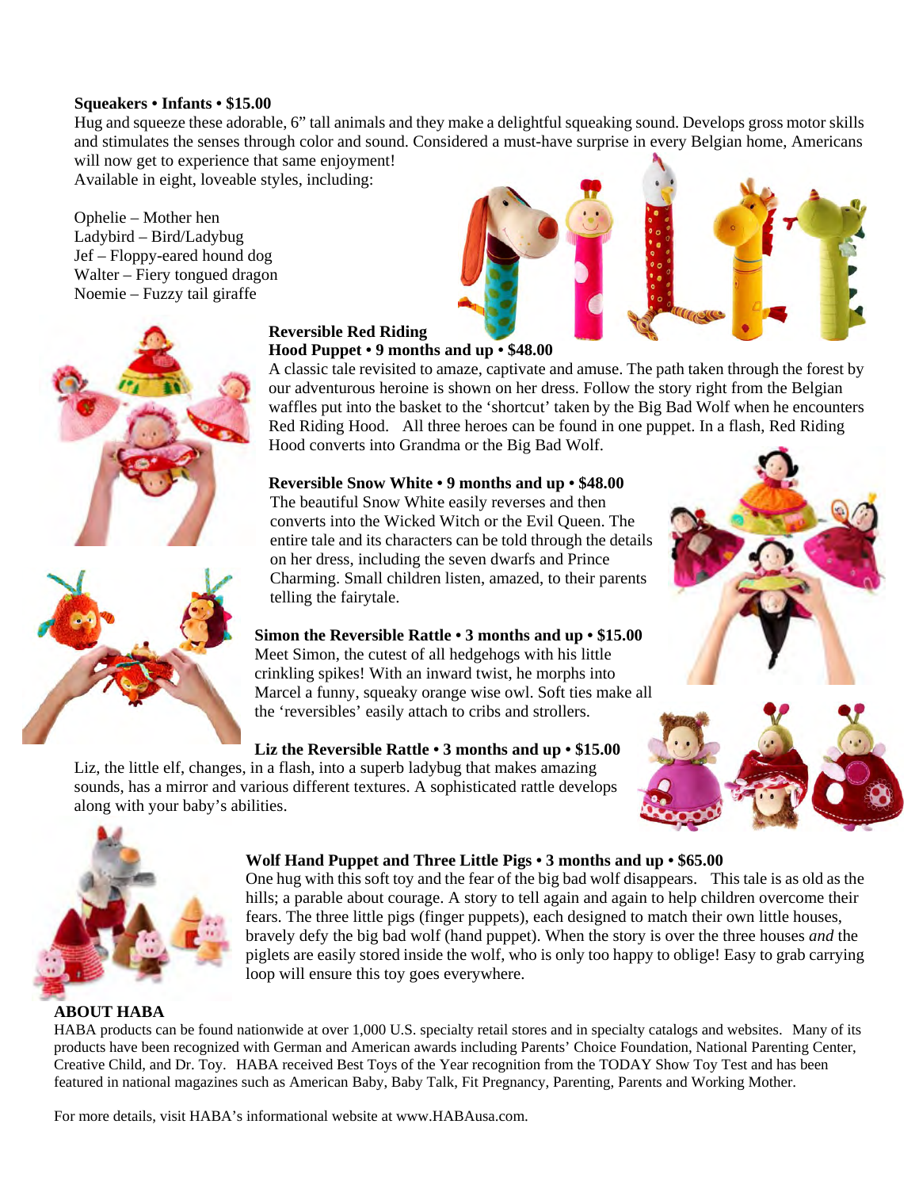**Squeakers • Infants • $15.00**

Hug and squeeze these adorable, 6" tall animals and they make a delightful squeaking sound. Develops gross motor skills and stimulates the senses through color and sound. Considered a must-have surprise in every Belgian home, Americans will now get to experience that same enjoyment!

Available in eight, loveable styles, including:

Ophelie – Mother hen
Ladybird – Bird/Ladybug
Jef – Floppy-eared hound dog
Walter – Fiery tongued dragon
Noemie – Fuzzy tail giraffe

**Reversible Red Riding Hood Puppet • 9 months and up • $48.00**

A classic tale revisited to amaze, captivate and amuse. The path taken through the forest by our adventurous heroine is shown on her dress. Follow the story right from the Belgian waffles put into the basket to the 'shortcut' taken by the Big Bad Wolf when he encounters Red Riding Hood. All three heroes can be found in one puppet. In a flash, Red Riding Hood converts into Grandma or the Big Bad Wolf.

**Reversible Snow White • 9 months and up • $48.00**

The beautiful Snow White easily reverses and then converts into the Wicked Witch or the Evil Queen. The entire tale and its characters can be told through the details on her dress, including the seven dwarfs and Prince Charming. Small children listen, amazed, to their parents telling the fairytale.

**Simon the Reversible Rattle • 3 months and up • $15.00**

Meet Simon, the cutest of all hedgehogs with his little crinkling spikes! With an inward twist, he morphs into Marcel a funny, squeaky orange wise owl. Soft ties make all the 'reversibles' easily attach to cribs and strollers.

**Liz the Reversible Rattle • 3 months and up • $15.00**

Liz, the little elf, changes, in a flash, into a superb ladybug that makes amazing sounds, has a mirror and various different textures. A sophisticated rattle develops along with your baby's abilities.

**Wolf Hand Puppet and Three Little Pigs • 3 months and up • $65.00**

One hug with this soft toy and the fear of the big bad wolf disappears. This tale is as old as the hills; a parable about courage. A story to tell again and again to help children overcome their fears. The three little pigs (finger puppets), each designed to match their own little houses, bravely defy the big bad wolf (hand puppet). When the story is over the three houses *and* the piglets are easily stored inside the wolf, who is only too happy to oblige! Easy to grab carrying loop will ensure this toy goes everywhere.

**ABOUT HABA**

HABA products can be found nationwide at over 1,000 U.S. specialty retail stores and in specialty catalogs and websites. Many of its products have been recognized with German and American awards including Parents' Choice Foundation, National Parenting Center, Creative Child, and Dr. Toy. HABA received Best Toys of the Year recognition from the TODAY Show Toy Test and has been featured in national magazines such as American Baby, Baby Talk, Fit Pregnancy, Parenting, Parents and Working Mother.

For more details, visit HABA's informational website at www.HABAusa.com.